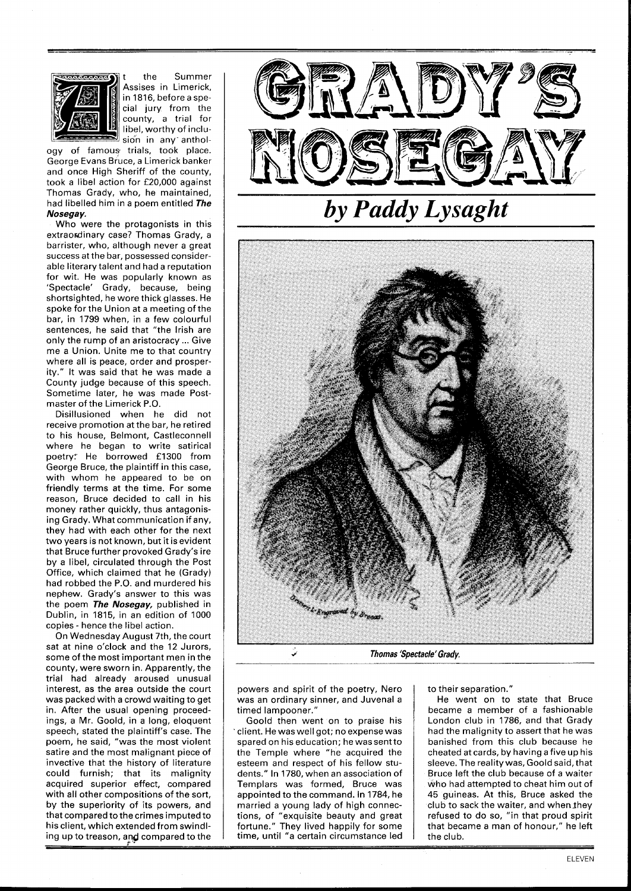# GRADY'S NOSEGAY

## *by Paddy Lysaght*

At the Summer Assises in Limerick, in 1816, before a special jury from the county, a trial for libel, worthy of inclusion in any anthology of famous trials, took place. George Evans Bruce, a Limerick banker and once High Sheriff of the county, took a libel action for £20,000 against Thomas Grady, who, he maintained, had libelled him in a poem entitled ***The Nosegay.***

Who were the protagonists in this extraordinary case? Thomas Grady, a barrister, who, although never a great success at the bar, possessed considerable literary talent and had a reputation for wit. He was popularly known as 'Spectacle' Grady, because, being shortsighted, he wore thick glasses. He spoke for the Union at a meeting of the bar, in 1799 when, in a few colourful sentences, he said that "the Irish are only the rump of an aristocracy ... Give me a Union. Unite me to that country where all is peace, order and prosperity." It was said that he was made a County judge because of this speech. Sometime later, he was made Postmaster of the Limerick P.O.

Disillusioned when he did not receive promotion at the bar, he retired to his house, Belmont, Castleconnell where he began to write satirical poetry. He borrowed £1300 from George Bruce, the plaintiff in this case, with whom he appeared to be on friendly terms at the time. For some reason, Bruce decided to call in his money rather quickly, thus antagonising Grady. What communication if any, they had with each other for the next two years is not known, but it is evident that Bruce further provoked Grady's ire by a libel, circulated through the Post Office, which claimed that he (Grady) had robbed the P.O. and murdered his nephew. Grady's answer to this was the poem ***The Nosegay,*** published in Dublin, in 1815, in an edition of 1000 copies - hence the libel action.

On Wednesday August 7th, the court sat at nine o'clock and the 12 Jurors, some of the most important men in the county, were sworn in. Apparently, the trial had already aroused unusual interest, as the area outside the court was packed with a crowd waiting to get in. After the usual opening proceedings, a Mr. Goold, in a long, eloquent speech, stated the plaintiff's case. The poem, he said, "was the most violent satire and the most malignant piece of invective that the history of literature could furnish; that its malignity acquired superior effect, compared with all other compositions of the sort, by the superiority of its powers, and that compared to the crimes imputed to his client, which extended from swindling up to treason, and compared to the powers and spirit of the poetry, Nero was an ordinary sinner, and Juvenal a timed lampooner."

*Thomas 'Spectacle' Grady.*

Goold then went on to praise his client. He was well got; no expense was spared on his education; he was sent to the Temple where "he acquired the esteem and respect of his fellow students." In 1780, when an association of Templars was formed, Bruce was appointed to the command. In 1784, he married a young lady of high connections, of "exquisite beauty and great fortune." They lived happily for some time, until "a certain circumstance led to their separation."

He went on to state that Bruce became a member of a fashionable London club in 1786, and that Grady had the malignity to assert that he was banished from this club because he cheated at cards, by having a five up his sleeve. The reality was, Goold said, that Bruce left the club because of a waiter who had attempted to cheat him out of 45 guineas. At this, Bruce asked the club to sack the waiter, and when they refused to do so, "in that proud spirit that became a man of honour," he left the club.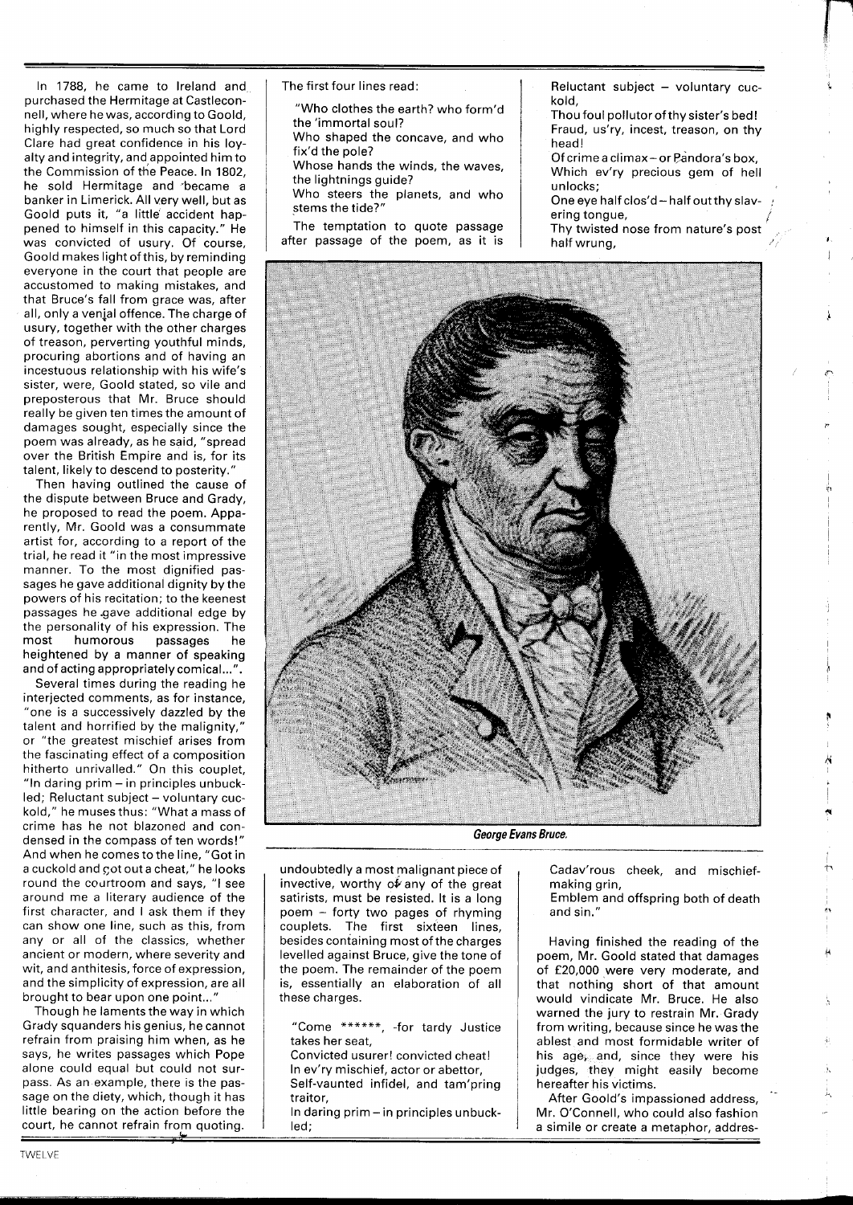In 1788, he came to Ireland and purchased the Hermitage at Castleconnell, where he was, according to Goold, highly respected, so much so that Lord Clare had great confidence in his loyalty and integrity, and appointed him to the Commission of the Peace. In 1802, he sold Hermitage and became a banker in Limerick. All very well, but as Goold puts it, "a little accident happened to himself in this capacity." He was convicted of usury. Of course, Goold makes light of this, by reminding everyone in the court that people are accustomed to making mistakes, and that Bruce's fall from grace was, after all, only a venial offence. The charge of usury, together with the other charges of treason, perverting youthful minds, procuring abortions and of having an incestuous relationship with his wife's sister, were, Goold stated, so vile and preposterous that Mr. Bruce should really be given ten times the amount of damages sought, especially since the poem was already, as he said, "spread over the British Empire and is, for its talent, likely to descend to posterity."

Then having outlined the cause of the dispute between Bruce and Grady, he proposed to read the poem. Apparently, Mr. Goold was a consummate artist for, according to a report of the trial, he read it "in the most impressive manner. To the most dignified passages he gave additional dignity by the powers of his recitation; to the keenest passages he gave additional edge by the personality of his expression. The most humorous passages he heightened by a manner of speaking and of acting appropriately comical...".

Several times during the reading he interjected comments, as for instance, "one is a successively dazzled by the talent and horrified by the malignity," or "the greatest mischief arises from the fascinating effect of a composition hitherto unrivalled." On this couplet, "In daring prim – in principles unbuckled; Reluctant subject – voluntary cuckold," he muses thus: "What a mass of crime has he not blazoned and condensed in the compass of ten words!" And when he comes to the line, "Got in a cuckold and got out a cheat," he looks round the courtroom and says, "I see around me a literary audience of the first character, and I ask them if they can show one line, such as this, from any or all of the classics, whether ancient or modern, where severity and wit, and anthitesis, force of expression, and the simplicity of expression, are all brought to bear upon one point..."

Though he laments the way in which Grady squanders his genius, he cannot refrain from praising him when, as he says, he writes passages which Pope alone could equal but could not surpass. As an example, there is the passage on the diety, which, though it has little bearing on the action before the court, he cannot refrain from quoting. The first four lines read:

> "Who clothes the earth? who form'd the 'immortal soul?
> Who shaped the concave, and who fix'd the pole?
> Whose hands the winds, the waves, the lightnings guide?
> Who steers the planets, and who stems the tide?"

The temptation to quote passage after passage of the poem, as it is undoubtedly a most malignant piece of invective, worthy of any of the great satirists, must be resisted. It is a long poem – forty two pages of rhyming couplets. The first sixteen lines, besides containing most of the charges levelled against Bruce, give the tone of the poem. The remainder of the poem is, essentially an elaboration of all these charges.

> "Come \*\*\*\*\*\*, -for tardy Justice takes her seat,
> Convicted usurer! convicted cheat!
> In ev'ry mischief, actor or abettor,
> Self-vaunted infidel, and tam'pring traitor,
> In daring prim – in principles unbuckled;
> Reluctant subject – voluntary cuckold,
> Thou foul pollutor of thy sister's bed!
> Fraud, us'ry, incest, treason, on thy head!
> Of crime a climax – or Pandora's box,
> Which ev'ry precious gem of hell unlocks;
> One eye half clos'd – half out thy slavering tongue,
> Thy twisted nose from nature's post half wrung,
> Cadav'rous cheek, and mischief-making grin,
> Emblem and offspring both of death and sin."

*George Evans Bruce.*

Having finished the reading of the poem, Mr. Goold stated that damages of £20,000 were very moderate, and that nothing short of that amount would vindicate Mr. Bruce. He also warned the jury to restrain Mr. Grady from writing, because since he was the ablest and most formidable writer of his age, and, since they were his judges, they might easily become hereafter his victims.

After Goold's impassioned address, Mr. O'Connell, who could also fashion a simile or create a metaphor, addres-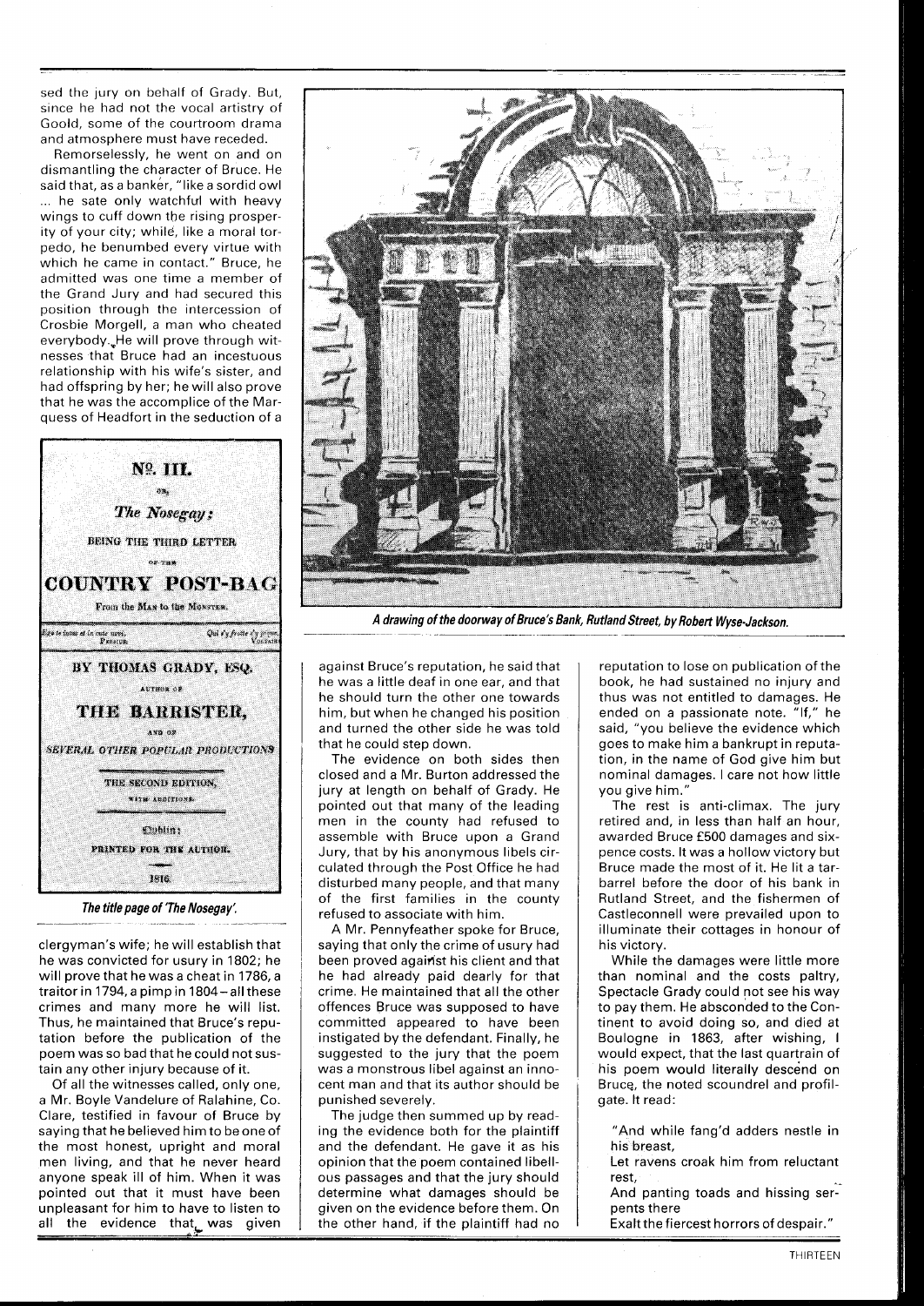sed the jury on behalf of Grady. But, since he had not the vocal artistry of Goold, some of the courtroom drama and atmosphere must have receded.

Remorselessly, he went on and on dismantling the character of Bruce. He said that, as a banker, "like a sordid owl ... he sate only watchful with heavy wings to cuff down the rising prosperity of your city; while, like a moral torpedo, he benumbed every virtue with which he came in contact." Bruce, he admitted was one time a member of the Grand Jury and had secured this position through the intercession of Crosbie Morgell, a man who cheated everybody. He will prove through witnesses that Bruce had an incestuous relationship with his wife's sister, and had offspring by her; he will also prove that he was the accomplice of the Marquess of Headfort in the seduction of a clergyman's wife; he will establish that he was convicted for usury in 1802; he will prove that he was a cheat in 1786, a traitor in 1794, a pimp in 1804 – all these crimes and many more he will list. Thus, he maintained that Bruce's reputation before the publication of the poem was so bad that he could not sustain any other injury because of it.

Of all the witnesses called, only one, a Mr. Boyle Vandelure of Ralahine, Co. Clare, testified in favour of Bruce by saying that he believed him to be one of the most honest, upright and moral men living, and that he never heard anyone speak ill of him. When it was pointed out that it must have been unpleasant for him to have to listen to all the evidence that was given against Bruce's reputation, he said that he was a little deaf in one ear, and that he should turn the other one towards him, but when he changed his position and turned the other side he was told that he could step down.

The evidence on both sides then closed and a Mr. Burton addressed the jury at length on behalf of Grady. He pointed out that many of the leading men in the county had refused to assemble with Bruce upon a Grand Jury, that by his anonymous libels circulated through the Post Office he had disturbed many people, and that many of the first families in the county refused to associate with him.

A Mr. Pennyfeather spoke for Bruce, saying that only the crime of usury had been proved against his client and that he had already paid dearly for that crime. He maintained that all the other offences Bruce was supposed to have committed appeared to have been instigated by the defendant. Finally, he suggested to the jury that the poem was a monstrous libel against an innocent man and that its author should be punished severely.

The judge then summed up by reading the evidence both for the plaintiff and the defendant. He gave it as his opinion that the poem contained libellous passages and that the jury should determine what damages should be given on the evidence before them. On the other hand, if the plaintiff had no reputation to lose on publication of the book, he had sustained no injury and thus was not entitled to damages. He ended on a passionate note. "If," he said, "you believe the evidence which goes to make him a bankrupt in reputation, in the name of God give him but nominal damages. I care not how little you give him."

The rest is anti-climax. The jury retired and, in less than half an hour, awarded Bruce £500 damages and sixpence costs. It was a hollow victory but Bruce made the most of it. He lit a tar-barrel before the door of his bank in Rutland Street, and the fishermen of Castleconnell were prevailed upon to illuminate their cottages in honour of his victory.

While the damages were little more than nominal and the costs paltry, Spectacle Grady could not see his way to pay them. He absconded to the Continent to avoid doing so, and died at Boulogne in 1863, after wishing, I would expect, that the last quartrain of his poem would literally descend on Bruce, the noted scoundrel and profilgate. It read:

> "And while fang'd adders nestle in his breast,
> Let ravens croak him from reluctant rest,
> And panting toads and hissing serpents there
> Exalt the fiercest horrors of despair."

N°. III.
OR,
*The Nosegay:*
BEING THE THIRD LETTER
OF THE
COUNTRY POST-BAG
From the MAN to the MONSTER.

BY THOMAS GRADY, ESQ.
AUTHOR OF
THE BARRISTER,
AND OF
SEVERAL OTHER POPULAR PRODUCTIONS
THE SECOND EDITION,
WITH ADDITIONS.
Dublin:
PRINTED FOR THE AUTHOR.
1816.

***The title page of 'The Nosegay'.***

***A drawing of the doorway of Bruce's Bank, Rutland Street, by Robert Wyse-Jackson.***